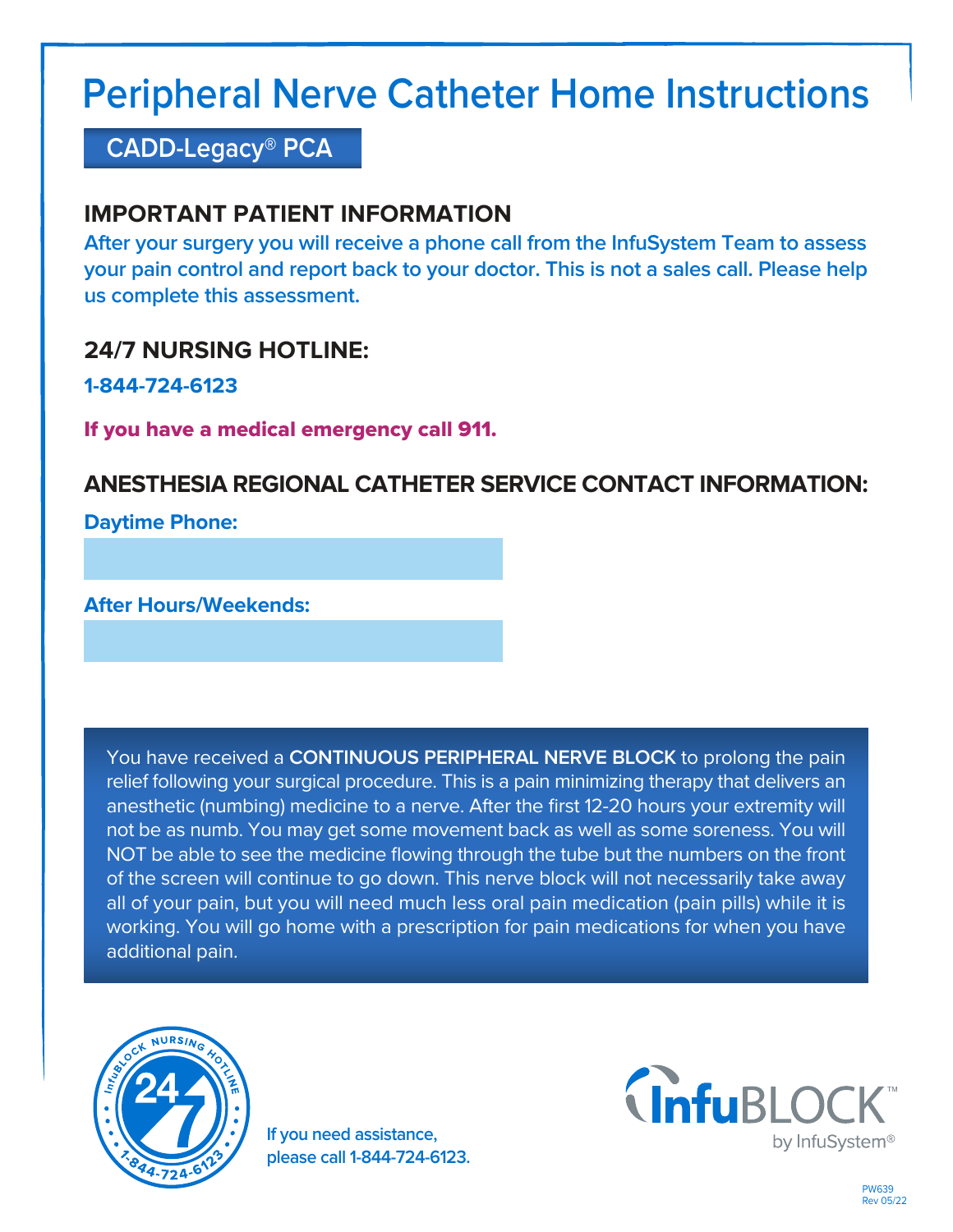# Peripheral Nerve Catheter Home Instructions

**CADD-Legacy® PCA**

## IMPORTANT PATIENT INFORMATION

**After your surgery you will receive a phone call from the InfuSystem Team to assess your pain control and report back to your doctor. This is not a sales call. Please help us complete this assessment.**

## 24/7 NURSING HOTLINE:

**1-844-724-6123**

**If you have a medical emergency call 911.**

## ANESTHESIA REGIONAL CATHETER SERVICE CONTACT INFORMATION:

**Daytime Phone:**

**After Hours/Weekends:**

You have received a **CONTINUOUS PERIPHERAL NERVE BLOCK** to prolong the pain relief following your surgical procedure. This is a pain minimizing therapy that delivers an anesthetic (numbing) medicine to a nerve. After the first 12-20 hours your extremity will not be as numb. You may get some movement back as well as some soreness. You will NOT be able to see the medicine flowing through the tube but the numbers on the front of the screen will continue to go down. This nerve block will not necessarily take away all of your pain, but you will need much less oral pain medication (pain pills) while it is working. You will go home with a prescription for pain medications for when you have additional pain.

InfuBLOCK NURSING HOTLINE 24/7 1-844-724-6123

**If you need assistance, please call 1-844-724-6123.**

InfuBLOCK™ by InfuSystem®

PW639
Rev 05/22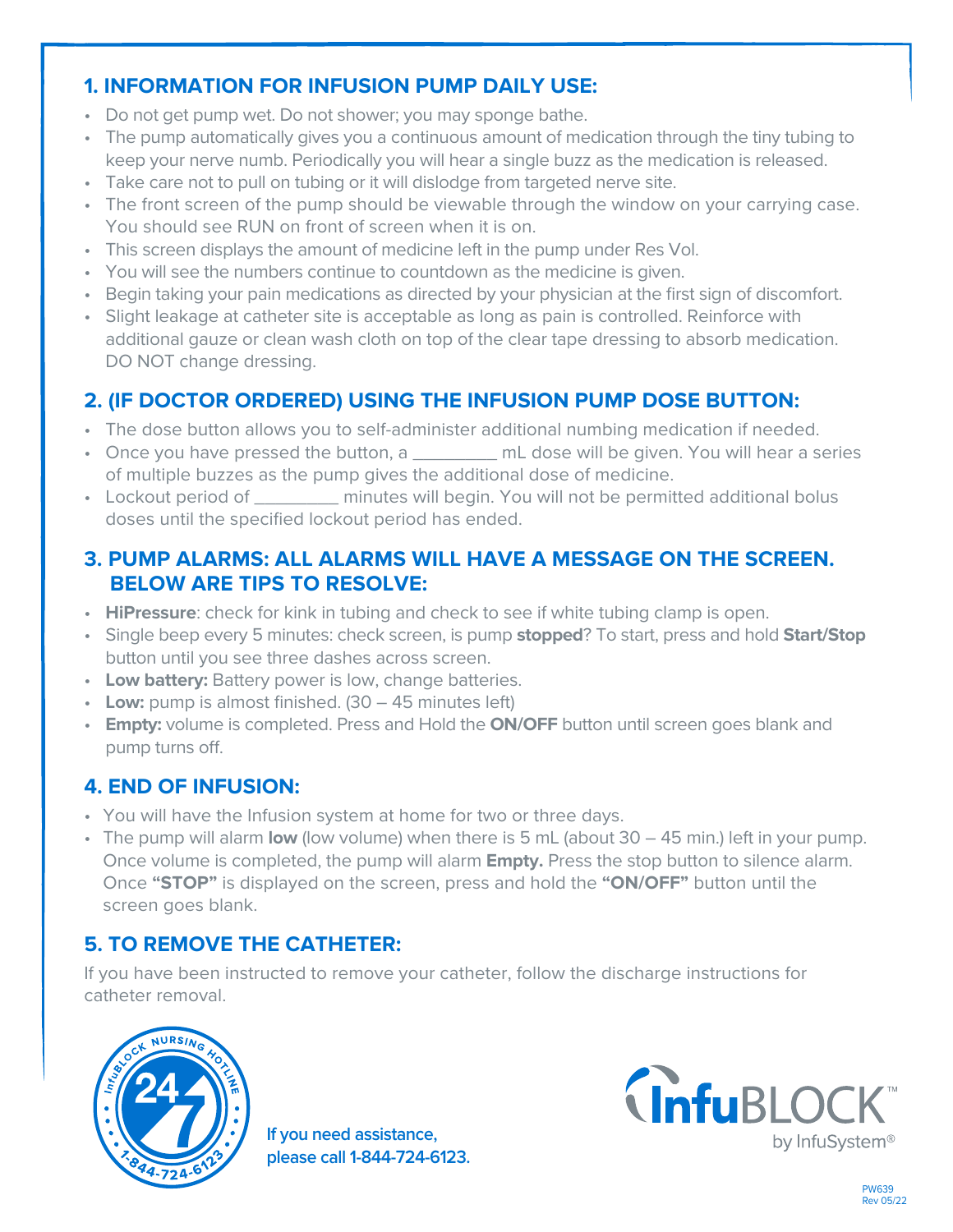## 1. INFORMATION FOR INFUSION PUMP DAILY USE:

- Do not get pump wet. Do not shower; you may sponge bathe.
- The pump automatically gives you a continuous amount of medication through the tiny tubing to keep your nerve numb. Periodically you will hear a single buzz as the medication is released.
- Take care not to pull on tubing or it will dislodge from targeted nerve site.
- The front screen of the pump should be viewable through the window on your carrying case. You should see RUN on front of screen when it is on.
- This screen displays the amount of medicine left in the pump under Res Vol.
- You will see the numbers continue to countdown as the medicine is given.
- Begin taking your pain medications as directed by your physician at the first sign of discomfort.
- Slight leakage at catheter site is acceptable as long as pain is controlled. Reinforce with additional gauze or clean wash cloth on top of the clear tape dressing to absorb medication. DO NOT change dressing.

## 2. (IF DOCTOR ORDERED) USING THE INFUSION PUMP DOSE BUTTON:

- The dose button allows you to self-administer additional numbing medication if needed.
- Once you have pressed the button, a _________ mL dose will be given. You will hear a series of multiple buzzes as the pump gives the additional dose of medicine.
- Lockout period of _________ minutes will begin. You will not be permitted additional bolus doses until the specified lockout period has ended.

## 3. PUMP ALARMS: ALL ALARMS WILL HAVE A MESSAGE ON THE SCREEN. BELOW ARE TIPS TO RESOLVE:

- **HiPressure**: check for kink in tubing and check to see if white tubing clamp is open.
- Single beep every 5 minutes: check screen, is pump **stopped**? To start, press and hold **Start/Stop** button until you see three dashes across screen.
- **Low battery:** Battery power is low, change batteries.
- **Low:** pump is almost finished. (30 – 45 minutes left)
- **Empty:** volume is completed. Press and Hold the **ON/OFF** button until screen goes blank and pump turns off.

## 4. END OF INFUSION:

- You will have the Infusion system at home for two or three days.
- The pump will alarm **low** (low volume) when there is 5 mL (about 30 – 45 min.) left in your pump. Once volume is completed, the pump will alarm **Empty.** Press the stop button to silence alarm. Once **"STOP"** is displayed on the screen, press and hold the **"ON/OFF"** button until the screen goes blank.

## 5. TO REMOVE THE CATHETER:

If you have been instructed to remove your catheter, follow the discharge instructions for catheter removal.

InfuBLOCK NURSING HOTLINE 24/7 1-844-724-6123

**If you need assistance, please call 1-844-724-6123.**

InfuBLOCK™ by InfuSystem®

PW639
Rev 05/22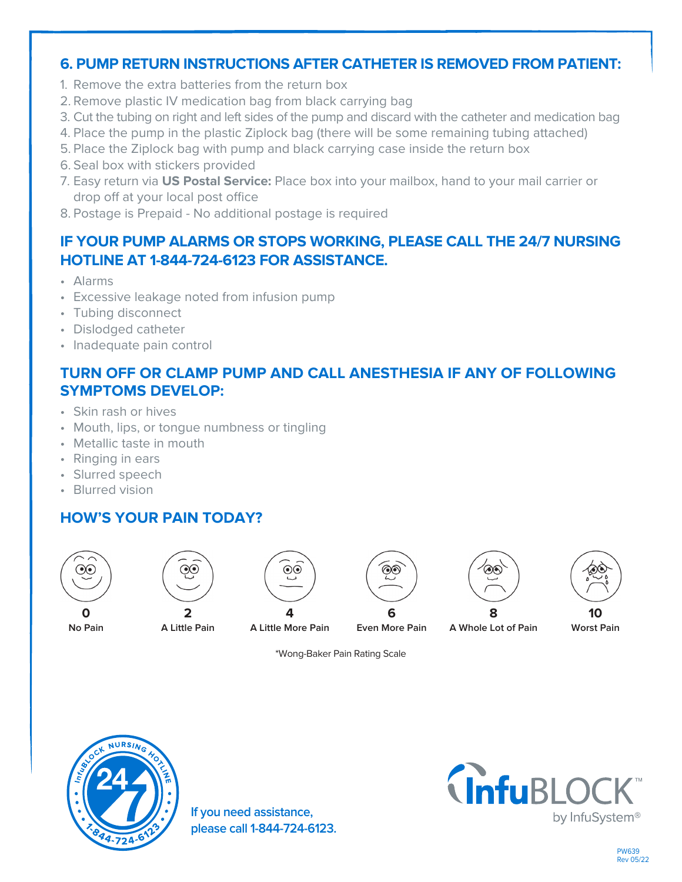## 6. PUMP RETURN INSTRUCTIONS AFTER CATHETER IS REMOVED FROM PATIENT:

1. Remove the extra batteries from the return box
2. Remove plastic IV medication bag from black carrying bag
3. Cut the tubing on right and left sides of the pump and discard with the catheter and medication bag
4. Place the pump in the plastic Ziplock bag (there will be some remaining tubing attached)
5. Place the Ziplock bag with pump and black carrying case inside the return box
6. Seal box with stickers provided
7. Easy return via **US Postal Service:** Place box into your mailbox, hand to your mail carrier or drop off at your local post office
8. Postage is Prepaid - No additional postage is required

## IF YOUR PUMP ALARMS OR STOPS WORKING, PLEASE CALL THE 24/7 NURSING HOTLINE AT 1-844-724-6123 FOR ASSISTANCE.

- Alarms
- Excessive leakage noted from infusion pump
- Tubing disconnect
- Dislodged catheter
- Inadequate pain control

## TURN OFF OR CLAMP PUMP AND CALL ANESTHESIA IF ANY OF FOLLOWING SYMPTOMS DEVELOP:

- Skin rash or hives
- Mouth, lips, or tongue numbness or tingling
- Metallic taste in mouth
- Ringing in ears
- Slurred speech
- Blurred vision

## HOW'S YOUR PAIN TODAY?

**0** No Pain

**2** A Little Pain

**4** A Little More Pain

**6** Even More Pain

**8** A Whole Lot of Pain

**10** Worst Pain

*Wong-Baker Pain Rating Scale

InfuBLOCK NURSING HOTLINE 24/7 1-844-724-6123

**If you need assistance, please call 1-844-724-6123.**

InfuBLOCK™ by InfuSystem®

PW639
Rev 05/22